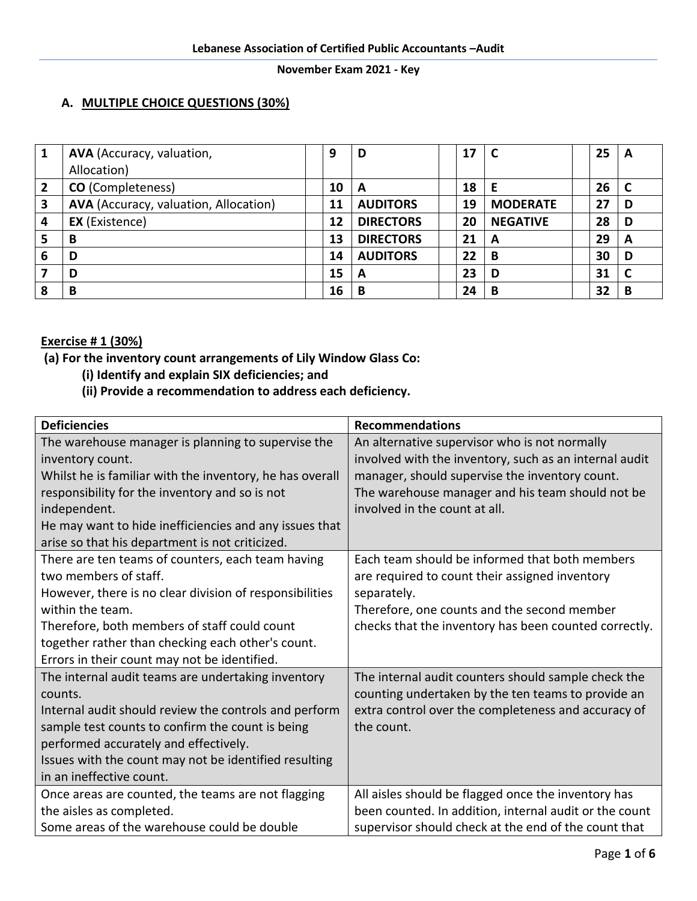**Lebanese Association of Certified Public Accountants –Audit**

**November Exam 2021 - Key**

## A. MULTIPLE CHOICE QUESTIONS (30%)

| | | | | | | | | | | |
|---|---|---|---|---|---|---|---|---|---|---|
| 1 | **AVA** (Accuracy, valuation, Allocation) | | 9 | D | | 17 | C | | 25 | A |
| 2 | **CO** (Completeness) | | 10 | A | | 18 | E | | 26 | C |
| 3 | **AVA** (Accuracy, valuation, Allocation) | | 11 | AUDITORS | | 19 | MODERATE | | 27 | D |
| 4 | **EX** (Existence) | | 12 | DIRECTORS | | 20 | NEGATIVE | | 28 | D |
| 5 | B | | 13 | DIRECTORS | | 21 | A | | 29 | A |
| 6 | D | | 14 | AUDITORS | | 22 | B | | 30 | D |
| 7 | D | | 15 | A | | 23 | D | | 31 | C |
| 8 | B | | 16 | B | | 24 | B | | 32 | B |

**Exercise # 1 (30%)**

**(a) For the inventory count arrangements of Lily Window Glass Co:**

**(i) Identify and explain SIX deficiencies; and**

**(ii) Provide a recommendation to address each deficiency.**

| Deficiencies | Recommendations |
|---|---|
| The warehouse manager is planning to supervise the inventory count.<br>Whilst he is familiar with the inventory, he has overall responsibility for the inventory and so is not independent.<br>He may want to hide inefficiencies and any issues that arise so that his department is not criticized. | An alternative supervisor who is not normally involved with the inventory, such as an internal audit manager, should supervise the inventory count.<br>The warehouse manager and his team should not be involved in the count at all. |
| There are ten teams of counters, each team having two members of staff.<br>However, there is no clear division of responsibilities within the team.<br>Therefore, both members of staff could count together rather than checking each other's count.<br>Errors in their count may not be identified. | Each team should be informed that both members are required to count their assigned inventory separately.<br>Therefore, one counts and the second member checks that the inventory has been counted correctly. |
| The internal audit teams are undertaking inventory counts.<br>Internal audit should review the controls and perform sample test counts to confirm the count is being performed accurately and effectively.<br>Issues with the count may not be identified resulting in an ineffective count. | The internal audit counters should sample check the counting undertaken by the ten teams to provide an extra control over the completeness and accuracy of the count. |
| Once areas are counted, the teams are not flagging the aisles as completed.<br>Some areas of the warehouse could be double | All aisles should be flagged once the inventory has been counted. In addition, internal audit or the count supervisor should check at the end of the count that |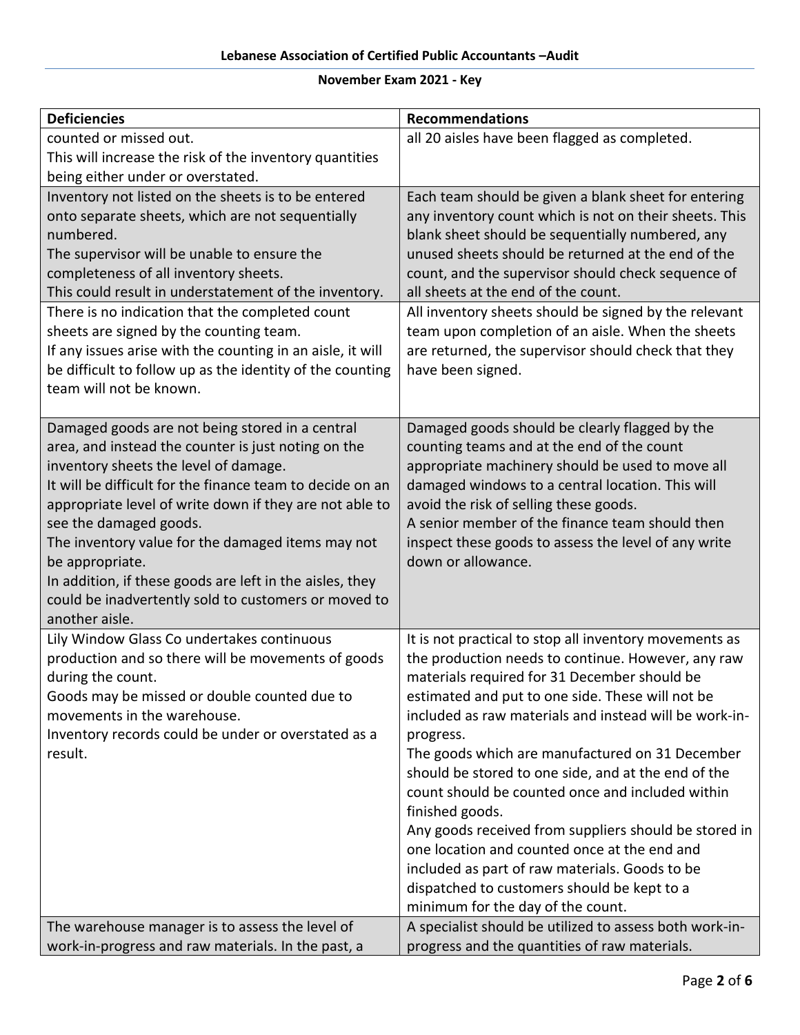| Deficiencies | Recommendations |
|---|---|
| counted or missed out. This will increase the risk of the inventory quantities being either under or overstated. | all 20 aisles have been flagged as completed. |
| Inventory not listed on the sheets is to be entered onto separate sheets, which are not sequentially numbered. The supervisor will be unable to ensure the completeness of all inventory sheets. This could result in understatement of the inventory. | Each team should be given a blank sheet for entering any inventory count which is not on their sheets. This blank sheet should be sequentially numbered, any unused sheets should be returned at the end of the count, and the supervisor should check sequence of all sheets at the end of the count. |
| There is no indication that the completed count sheets are signed by the counting team. If any issues arise with the counting in an aisle, it will be difficult to follow up as the identity of the counting team will not be known. | All inventory sheets should be signed by the relevant team upon completion of an aisle. When the sheets are returned, the supervisor should check that they have been signed. |
| Damaged goods are not being stored in a central area, and instead the counter is just noting on the inventory sheets the level of damage. It will be difficult for the finance team to decide on an appropriate level of write down if they are not able to see the damaged goods. The inventory value for the damaged items may not be appropriate. In addition, if these goods are left in the aisles, they could be inadvertently sold to customers or moved to another aisle. | Damaged goods should be clearly flagged by the counting teams and at the end of the count appropriate machinery should be used to move all damaged windows to a central location. This will avoid the risk of selling these goods. A senior member of the finance team should then inspect these goods to assess the level of any write down or allowance. |
| Lily Window Glass Co undertakes continuous production and so there will be movements of goods during the count. Goods may be missed or double counted due to movements in the warehouse. Inventory records could be under or overstated as a result. | It is not practical to stop all inventory movements as the production needs to continue. However, any raw materials required for 31 December should be estimated and put to one side. These will not be included as raw materials and instead will be work-in-progress. The goods which are manufactured on 31 December should be stored to one side, and at the end of the count should be counted once and included within finished goods. Any goods received from suppliers should be stored in one location and counted once at the end and included as part of raw materials. Goods to be dispatched to customers should be kept to a minimum for the day of the count. |
| The warehouse manager is to assess the level of work-in-progress and raw materials. In the past, a | A specialist should be utilized to assess both work-in-progress and the quantities of raw materials. |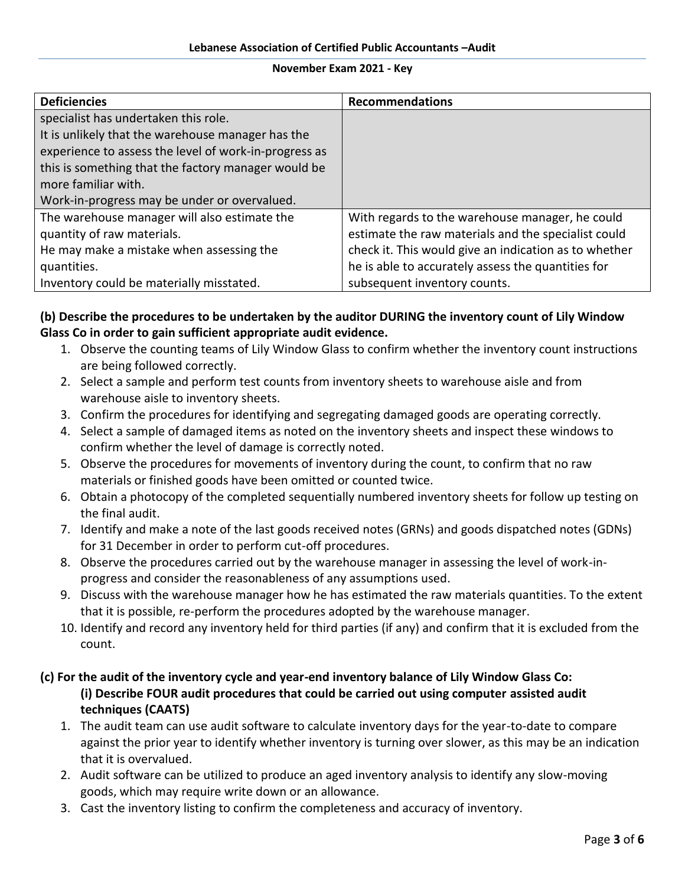| Deficiencies | Recommendations |
| --- | --- |
| specialist has undertaken this role.<br>It is unlikely that the warehouse manager has the experience to assess the level of work-in-progress as this is something that the factory manager would be more familiar with.<br>Work-in-progress may be under or overvalued. | |
| The warehouse manager will also estimate the quantity of raw materials.<br>He may make a mistake when assessing the quantities.<br>Inventory could be materially misstated. | With regards to the warehouse manager, he could estimate the raw materials and the specialist could check it. This would give an indication as to whether he is able to accurately assess the quantities for subsequent inventory counts. |

**(b) Describe the procedures to be undertaken by the auditor DURING the inventory count of Lily Window Glass Co in order to gain sufficient appropriate audit evidence.**

1. Observe the counting teams of Lily Window Glass to confirm whether the inventory count instructions are being followed correctly.
2. Select a sample and perform test counts from inventory sheets to warehouse aisle and from warehouse aisle to inventory sheets.
3. Confirm the procedures for identifying and segregating damaged goods are operating correctly.
4. Select a sample of damaged items as noted on the inventory sheets and inspect these windows to confirm whether the level of damage is correctly noted.
5. Observe the procedures for movements of inventory during the count, to confirm that no raw materials or finished goods have been omitted or counted twice.
6. Obtain a photocopy of the completed sequentially numbered inventory sheets for follow up testing on the final audit.
7. Identify and make a note of the last goods received notes (GRNs) and goods dispatched notes (GDNs) for 31 December in order to perform cut-off procedures.
8. Observe the procedures carried out by the warehouse manager in assessing the level of work-in-progress and consider the reasonableness of any assumptions used.
9. Discuss with the warehouse manager how he has estimated the raw materials quantities. To the extent that it is possible, re-perform the procedures adopted by the warehouse manager.
10. Identify and record any inventory held for third parties (if any) and confirm that it is excluded from the count.

**(c) For the audit of the inventory cycle and year-end inventory balance of Lily Window Glass Co:**

**(i) Describe FOUR audit procedures that could be carried out using computer assisted audit techniques (CAATS)**

1. The audit team can use audit software to calculate inventory days for the year-to-date to compare against the prior year to identify whether inventory is turning over slower, as this may be an indication that it is overvalued.
2. Audit software can be utilized to produce an aged inventory analysis to identify any slow-moving goods, which may require write down or an allowance.
3. Cast the inventory listing to confirm the completeness and accuracy of inventory.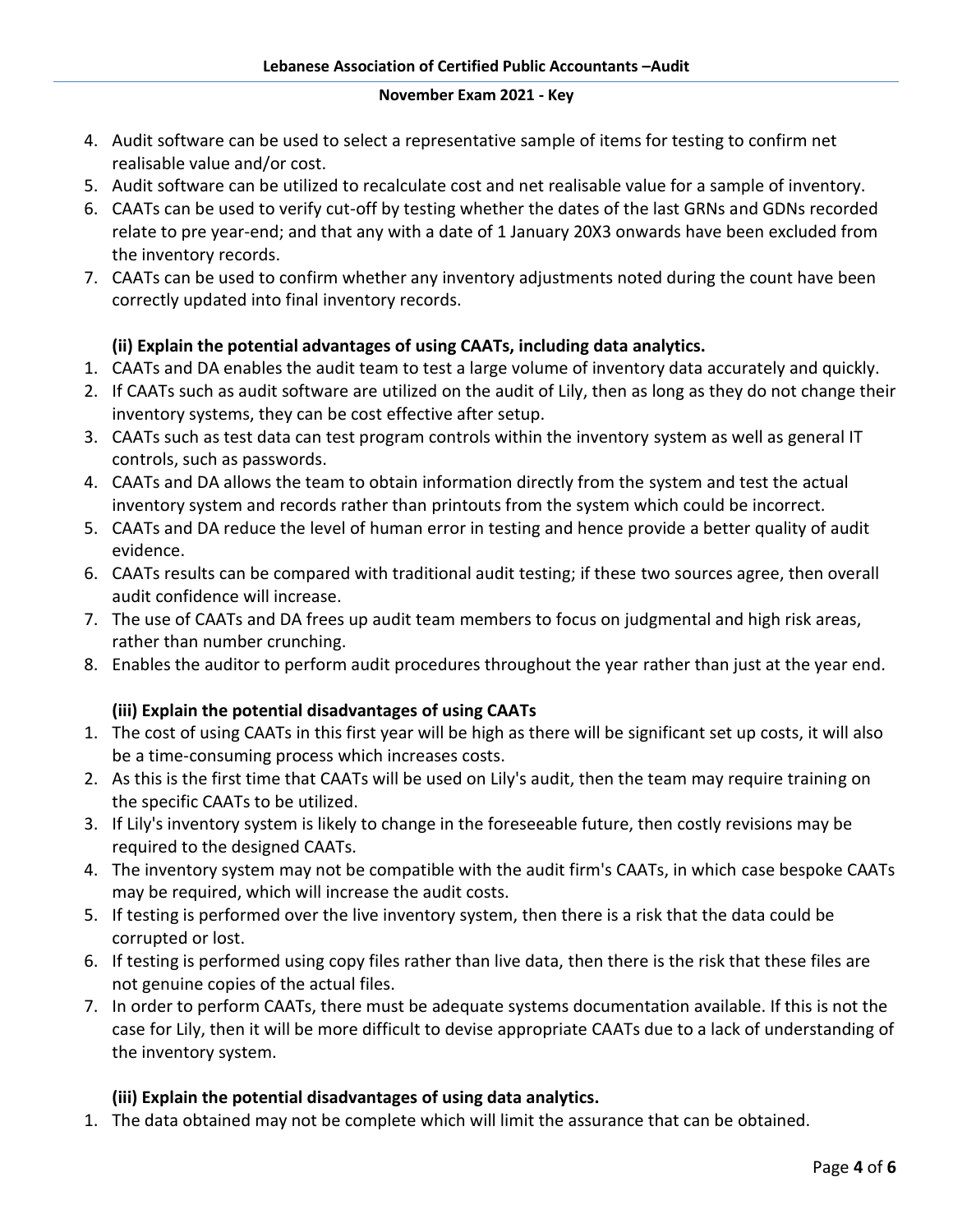4. Audit software can be used to select a representative sample of items for testing to confirm net realisable value and/or cost.
5. Audit software can be utilized to recalculate cost and net realisable value for a sample of inventory.
6. CAATs can be used to verify cut-off by testing whether the dates of the last GRNs and GDNs recorded relate to pre year-end; and that any with a date of 1 January 20X3 onwards have been excluded from the inventory records.
7. CAATs can be used to confirm whether any inventory adjustments noted during the count have been correctly updated into final inventory records.

**(ii) Explain the potential advantages of using CAATs, including data analytics.**

1. CAATs and DA enables the audit team to test a large volume of inventory data accurately and quickly.
2. If CAATs such as audit software are utilized on the audit of Lily, then as long as they do not change their inventory systems, they can be cost effective after setup.
3. CAATs such as test data can test program controls within the inventory system as well as general IT controls, such as passwords.
4. CAATs and DA allows the team to obtain information directly from the system and test the actual inventory system and records rather than printouts from the system which could be incorrect.
5. CAATs and DA reduce the level of human error in testing and hence provide a better quality of audit evidence.
6. CAATs results can be compared with traditional audit testing; if these two sources agree, then overall audit confidence will increase.
7. The use of CAATs and DA frees up audit team members to focus on judgmental and high risk areas, rather than number crunching.
8. Enables the auditor to perform audit procedures throughout the year rather than just at the year end.

**(iii) Explain the potential disadvantages of using CAATs**

1. The cost of using CAATs in this first year will be high as there will be significant set up costs, it will also be a time-consuming process which increases costs.
2. As this is the first time that CAATs will be used on Lily's audit, then the team may require training on the specific CAATs to be utilized.
3. If Lily's inventory system is likely to change in the foreseeable future, then costly revisions may be required to the designed CAATs.
4. The inventory system may not be compatible with the audit firm's CAATs, in which case bespoke CAATs may be required, which will increase the audit costs.
5. If testing is performed over the live inventory system, then there is a risk that the data could be corrupted or lost.
6. If testing is performed using copy files rather than live data, then there is the risk that these files are not genuine copies of the actual files.
7. In order to perform CAATs, there must be adequate systems documentation available. If this is not the case for Lily, then it will be more difficult to devise appropriate CAATs due to a lack of understanding of the inventory system.

**(iii) Explain the potential disadvantages of using data analytics.**

1. The data obtained may not be complete which will limit the assurance that can be obtained.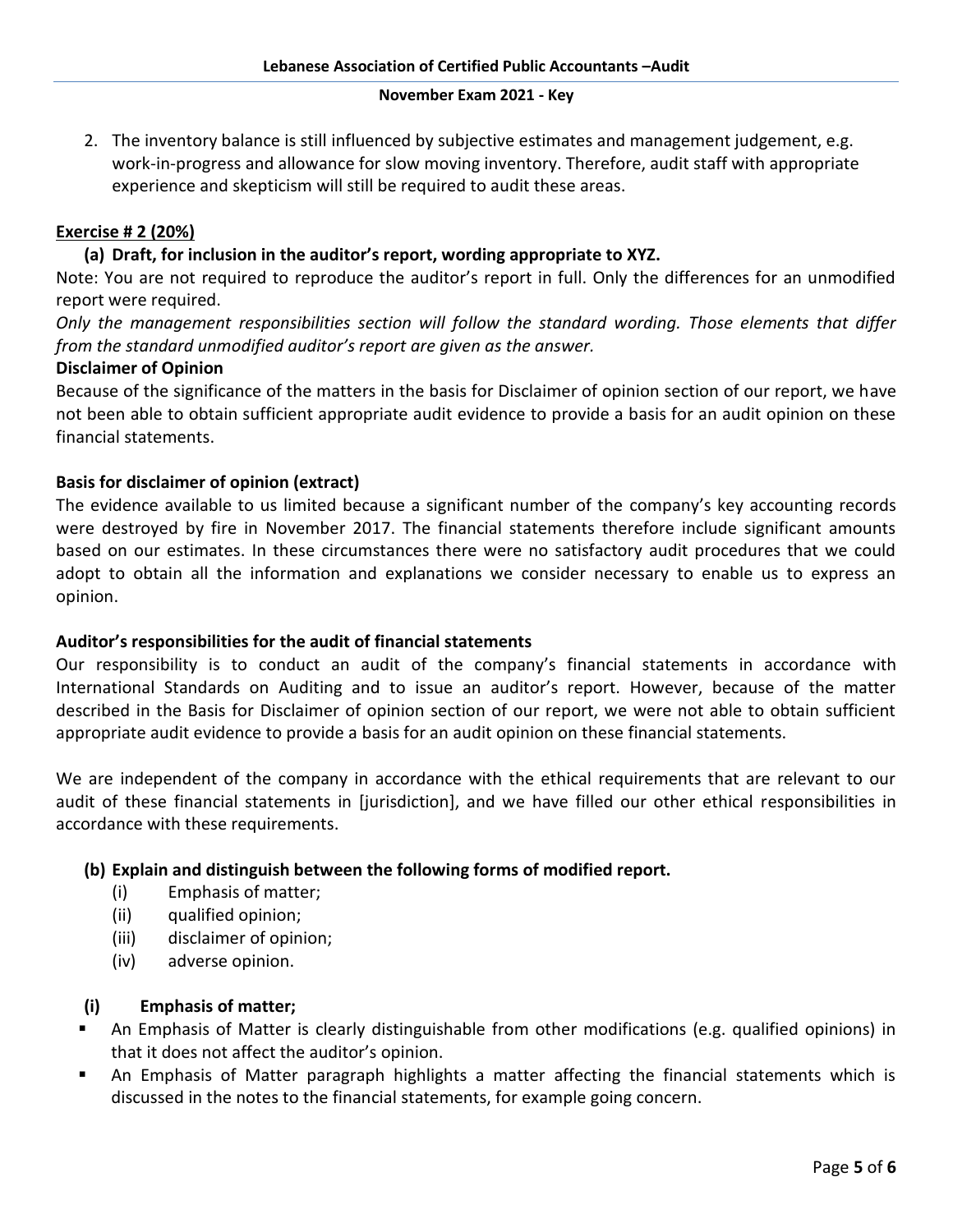2. The inventory balance is still influenced by subjective estimates and management judgement, e.g. work-in-progress and allowance for slow moving inventory. Therefore, audit staff with appropriate experience and skepticism will still be required to audit these areas.

## Exercise # 2 (20%)

### (a) Draft, for inclusion in the auditor's report, wording appropriate to XYZ.

Note: You are not required to reproduce the auditor's report in full. Only the differences for an unmodified report were required.

*Only the management responsibilities section will follow the standard wording. Those elements that differ from the standard unmodified auditor's report are given as the answer.*

**Disclaimer of Opinion**

Because of the significance of the matters in the basis for Disclaimer of opinion section of our report, we have not been able to obtain sufficient appropriate audit evidence to provide a basis for an audit opinion on these financial statements.

**Basis for disclaimer of opinion (extract)**

The evidence available to us limited because a significant number of the company's key accounting records were destroyed by fire in November 2017. The financial statements therefore include significant amounts based on our estimates. In these circumstances there were no satisfactory audit procedures that we could adopt to obtain all the information and explanations we consider necessary to enable us to express an opinion.

**Auditor's responsibilities for the audit of financial statements**

Our responsibility is to conduct an audit of the company's financial statements in accordance with International Standards on Auditing and to issue an auditor's report. However, because of the matter described in the Basis for Disclaimer of opinion section of our report, we were not able to obtain sufficient appropriate audit evidence to provide a basis for an audit opinion on these financial statements.

We are independent of the company in accordance with the ethical requirements that are relevant to our audit of these financial statements in [jurisdiction], and we have filled our other ethical responsibilities in accordance with these requirements.

### (b) Explain and distinguish between the following forms of modified report.

(i) Emphasis of matter;
(ii) qualified opinion;
(iii) disclaimer of opinion;
(iv) adverse opinion.

#### (i) Emphasis of matter;

- An Emphasis of Matter is clearly distinguishable from other modifications (e.g. qualified opinions) in that it does not affect the auditor's opinion.
- An Emphasis of Matter paragraph highlights a matter affecting the financial statements which is discussed in the notes to the financial statements, for example going concern.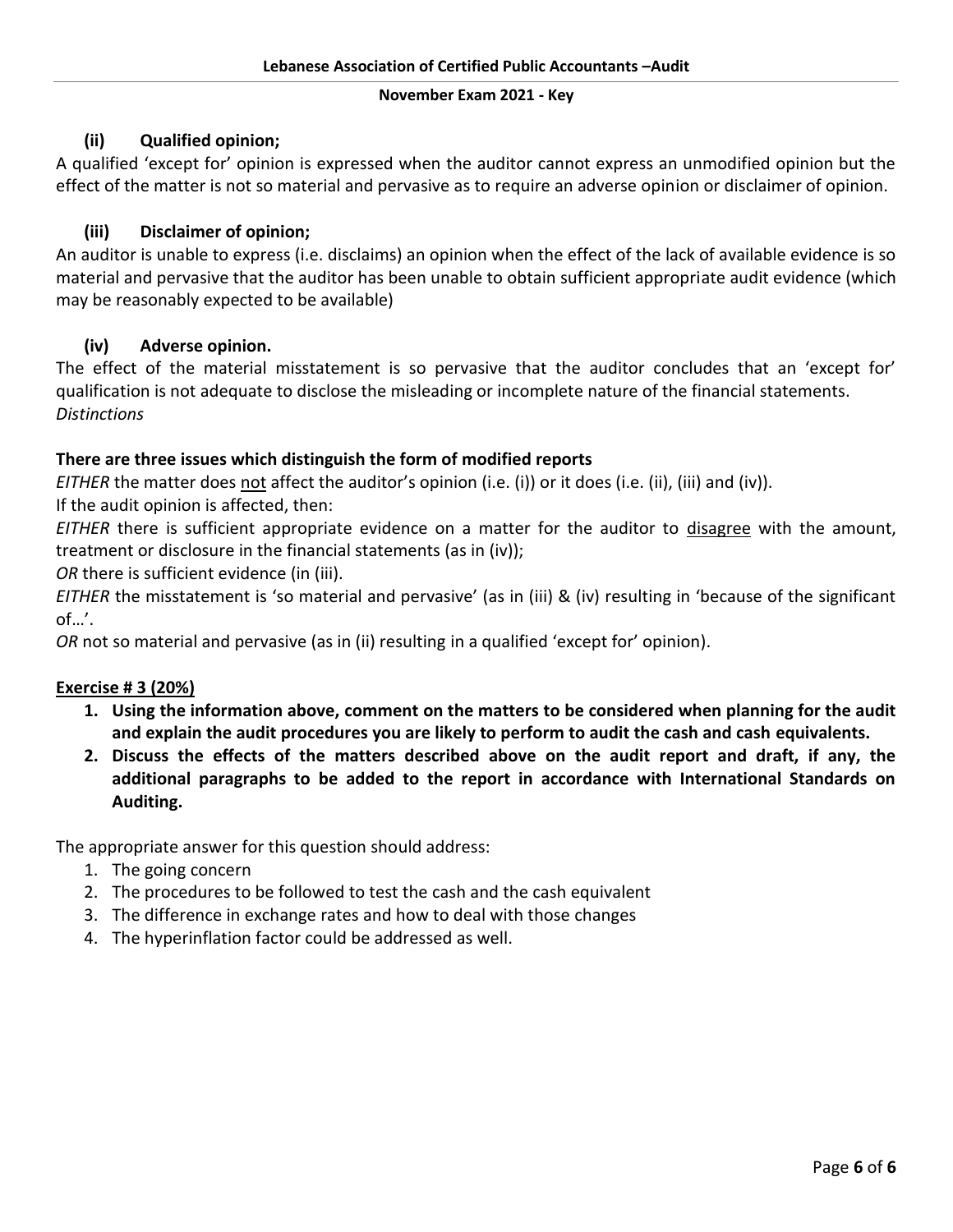### (ii) Qualified opinion;

A qualified 'except for' opinion is expressed when the auditor cannot express an unmodified opinion but the effect of the matter is not so material and pervasive as to require an adverse opinion or disclaimer of opinion.

### (iii) Disclaimer of opinion;

An auditor is unable to express (i.e. disclaims) an opinion when the effect of the lack of available evidence is so material and pervasive that the auditor has been unable to obtain sufficient appropriate audit evidence (which may be reasonably expected to be available)

### (iv) Adverse opinion.

The effect of the material misstatement is so pervasive that the auditor concludes that an 'except for' qualification is not adequate to disclose the misleading or incomplete nature of the financial statements.

*Distinctions*

**There are three issues which distinguish the form of modified reports**

*EITHER* the matter does not affect the auditor's opinion (i.e. (i)) or it does (i.e. (ii), (iii) and (iv)).

If the audit opinion is affected, then:

*EITHER* there is sufficient appropriate evidence on a matter for the auditor to disagree with the amount, treatment or disclosure in the financial statements (as in (iv));

*OR* there is sufficient evidence (in (iii).

*EITHER* the misstatement is 'so material and pervasive' (as in (iii) & (iv) resulting in 'because of the significant of…'.

*OR* not so material and pervasive (as in (ii) resulting in a qualified 'except for' opinion).

## Exercise # 3 (20%)

1. **Using the information above, comment on the matters to be considered when planning for the audit and explain the audit procedures you are likely to perform to audit the cash and cash equivalents.**
2. **Discuss the effects of the matters described above on the audit report and draft, if any, the additional paragraphs to be added to the report in accordance with International Standards on Auditing.**

The appropriate answer for this question should address:

1. The going concern
2. The procedures to be followed to test the cash and the cash equivalent
3. The difference in exchange rates and how to deal with those changes
4. The hyperinflation factor could be addressed as well.